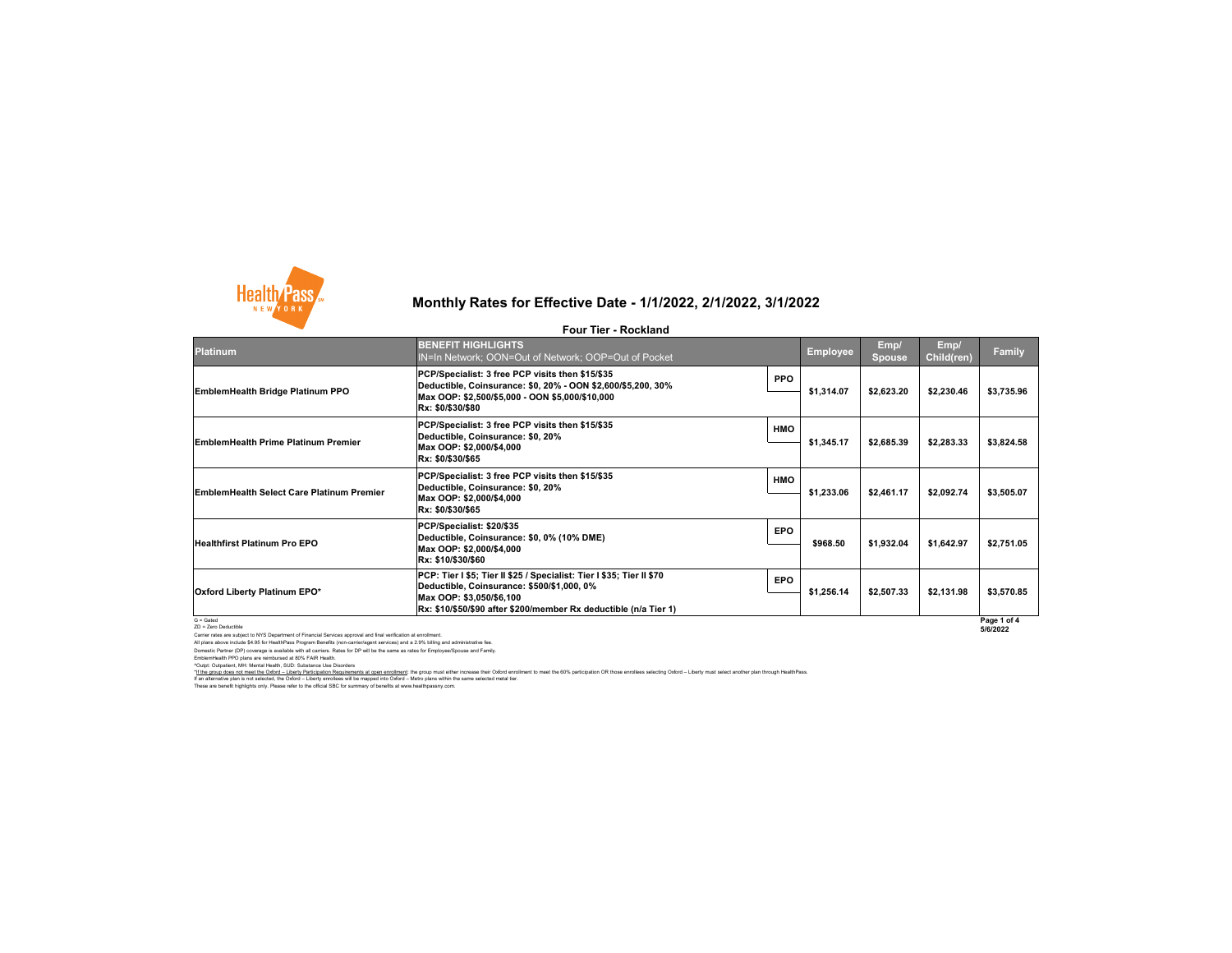# Monthly Rates for Effective Date - 1/1/2022, 2/1/2022, 3/1/2022

## Four Tier - Rockland

| Platinum | BENEFIT HIGHLIGHTS<br>IN=In Network; OON=Out of Network; OOP=Out of Pocket | | Employee | Emp/ Spouse | Emp/ Child(ren) | Family |
|---|---|---|---|---|---|---|
| EmblemHealth Bridge Platinum PPO | PCP/Specialist: 3 free PCP visits then $15/$35<br>Deductible, Coinsurance: $0, 20% - OON $2,600/$5,200, 30%<br>Max OOP: $2,500/$5,000 - OON $5,000/$10,000<br>Rx: $0/$30/$80 | PPO | $1,314.07 | $2,623.20 | $2,230.46 | $3,735.96 |
| EmblemHealth Prime Platinum Premier | PCP/Specialist: 3 free PCP visits then $15/$35<br>Deductible, Coinsurance: $0, 20%<br>Max OOP: $2,000/$4,000<br>Rx: $0/$30/$65 | HMO | $1,345.17 | $2,685.39 | $2,283.33 | $3,824.58 |
| EmblemHealth Select Care Platinum Premier | PCP/Specialist: 3 free PCP visits then $15/$35<br>Deductible, Coinsurance: $0, 20%<br>Max OOP: $2,000/$4,000<br>Rx: $0/$30/$65 | HMO | $1,233.06 | $2,461.17 | $2,092.74 | $3,505.07 |
| Healthfirst Platinum Pro EPO | PCP/Specialist: $20/$35<br>Deductible, Coinsurance: $0, 0% (10% DME)<br>Max OOP: $2,000/$4,000<br>Rx: $10/$30/$60 | EPO | $968.50 | $1,932.04 | $1,642.97 | $2,751.05 |
| Oxford Liberty Platinum EPO* | PCP: Tier I $5; Tier II $25 / Specialist: Tier I $35; Tier II $70<br>Deductible, Coinsurance: $500/$1,000, 0%<br>Max OOP: $3,050/$6,100<br>Rx: $10/$50/$90 after $200/member Rx deductible (n/a Tier 1) | EPO | $1,256.14 | $2,507.33 | $2,131.98 | $3,570.85 |

G = Gated
ZD = Zero Deductible

5/6/2022

Carrier rates are subject to NYS Department of Financial Services approval and final verification at enrollment.
All plans above include $4.95 for HealthPass Program Benefits (non-carrier/agent services) and a 2.9% billing and administrative fee.
Domestic Partner (DP) coverage is available with all carriers. Rates for DP will be the same as rates for Employee/Spouse and Family.
EmblemHealth PPO plans are reimbursed at 80% FAIR Health.
^Outpt: Outpatient, MH: Mental Health, SUD: Substance Use Disorders
*If the group does not meet the Oxford – Liberty Participation Requirements at open enrollment: the group must either increase their Oxford enrollment to meet the 60% participation OR those enrollees selecting Oxford – Liberty must select another plan through HealthPass.
If an alternative plan is not selected, the Oxford – Liberty enrollees will be mapped into Oxford – Metro plans within the same selected metal tier.
These are benefit highlights only. Please refer to the official SBC for summary of benefits at www.healthpassny.com.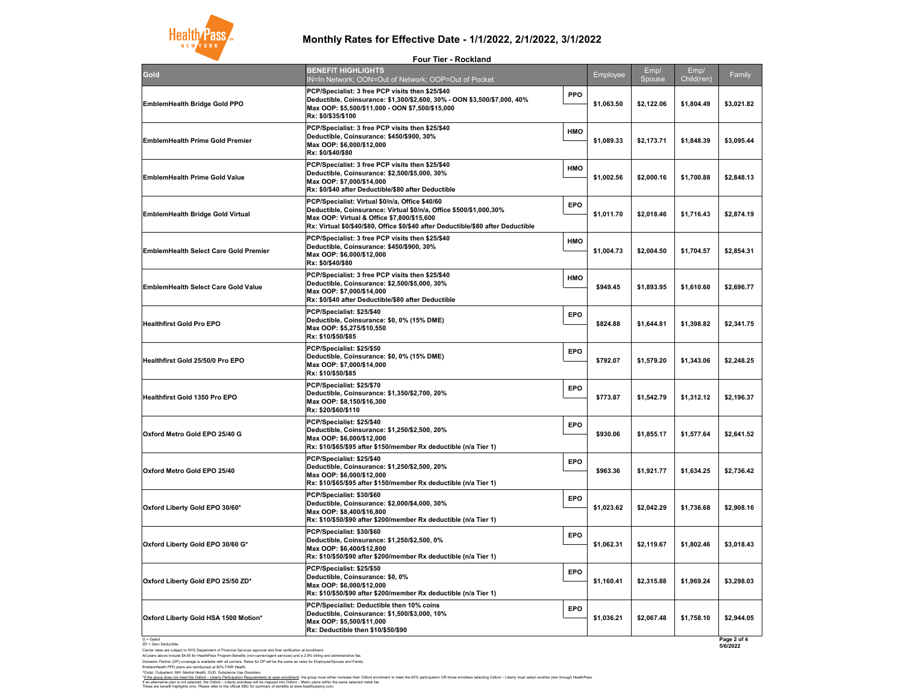# Monthly Rates for Effective Date - 1/1/2022, 2/1/2022, 3/1/2022

**Four Tier - Rockland**

| Gold | BENEFIT HIGHLIGHTS IN=In Network; OON=Out of Network; OOP=Out of Pocket | | Employee | Emp/ Spouse | Emp/ Child(ren) | Family |
|---|---|---|---|---|---|---|
| **EmblemHealth Bridge Gold PPO** | **PCP/Specialist: 3 free PCP visits then $25/$40**<br>**Deductible, Coinsurance: $1,300/$2,600, 30% - OON $3,500/$7,000, 40%**<br>**Max OOP: $5,500/$11,000 - OON $7,500/$15,000**<br>**Rx: $0/$35/$100** | **PPO** | **$1,063.50** | **$2,122.06** | **$1,804.49** | **$3,021.82** |
| **EmblemHealth Prime Gold Premier** | **PCP/Specialist: 3 free PCP visits then $25/$40**<br>**Deductible, Coinsurance: $450/$900, 30%**<br>**Max OOP: $6,000/$12,000**<br>**Rx: $0/$40/$80** | **HMO** | **$1,089.33** | **$2,173.71** | **$1,848.39** | **$3,095.44** |
| **EmblemHealth Prime Gold Value** | **PCP/Specialist: 3 free PCP visits then $25/$40**<br>**Deductible, Coinsurance: $2,500/$5,000, 30%**<br>**Max OOP: $7,000/$14,000**<br>**Rx: $0/$40 after Deductible/$80 after Deductible** | **HMO** | **$1,002.56** | **$2,000.16** | **$1,700.88** | **$2,848.13** |
| **EmblemHealth Bridge Gold Virtual** | **PCP/Specialist: Virtual $0/n/a, Office $40/60**<br>**Deductible, Coinsurance: Virtual $0/n/a, Office $500/$1,000,30%**<br>**Max OOP: Virtual & Office $7,800/$15,600**<br>**Rx: Virtual $0/$40/$80, Office $0/$40 after Deductible/$80 after Deductible** | **EPO** | **$1,011.70** | **$2,018.46** | **$1,716.43** | **$2,874.19** |
| **EmblemHealth Select Care Gold Premier** | **PCP/Specialist: 3 free PCP visits then $25/$40**<br>**Deductible, Coinsurance: $450/$900, 30%**<br>**Max OOP: $6,000/$12,000**<br>**Rx: $0/$40/$80** | **HMO** | **$1,004.73** | **$2,004.50** | **$1,704.57** | **$2,854.31** |
| **EmblemHealth Select Care Gold Value** | **PCP/Specialist: 3 free PCP visits then $25/$40**<br>**Deductible, Coinsurance: $2,500/$5,000, 30%**<br>**Max OOP: $7,000/$14,000**<br>**Rx: $0/$40 after Deductible/$80 after Deductible** | **HMO** | **$949.45** | **$1,893.95** | **$1,610.60** | **$2,696.77** |
| **Healthfirst Gold Pro EPO** | **PCP/Specialist: $25/$40**<br>**Deductible, Coinsurance: $0, 0% (15% DME)**<br>**Max OOP: $5,275/$10,550**<br>**Rx: $10/$50/$85** | **EPO** | **$824.88** | **$1,644.81** | **$1,398.82** | **$2,341.75** |
| **Healthfirst Gold 25/50/0 Pro EPO** | **PCP/Specialist: $25/$50**<br>**Deductible, Coinsurance: $0, 0% (15% DME)**<br>**Max OOP: $7,000/$14,000**<br>**Rx: $10/$50/$85** | **EPO** | **$792.07** | **$1,579.20** | **$1,343.06** | **$2,248.25** |
| **Healthfirst Gold 1350 Pro EPO** | **PCP/Specialist: $25/$70**<br>**Deductible, Coinsurance: $1,350/$2,700, 20%**<br>**Max OOP: $8,150/$16,300**<br>**Rx: $20/$60/$110** | **EPO** | **$773.87** | **$1,542.79** | **$1,312.12** | **$2,196.37** |
| **Oxford Metro Gold EPO 25/40 G** | **PCP/Specialist: $25/$40**<br>**Deductible, Coinsurance: $1,250/$2,500, 20%**<br>**Max OOP: $6,000/$12,000**<br>**Rx: $10/$65/$95 after $150/member Rx deductible (n/a Tier 1)** | **EPO** | **$930.06** | **$1,855.17** | **$1,577.64** | **$2,641.52** |
| **Oxford Metro Gold EPO 25/40** | **PCP/Specialist: $25/$40**<br>**Deductible, Coinsurance: $1,250/$2,500, 20%**<br>**Max OOP: $6,000/$12,000**<br>**Rx: $10/$65/$95 after $150/member Rx deductible (n/a Tier 1)** | **EPO** | **$963.36** | **$1,921.77** | **$1,634.25** | **$2,736.42** |
| **Oxford Liberty Gold EPO 30/60*** | **PCP/Specialist: $30/$60**<br>**Deductible, Coinsurance: $2,000/$4,000, 30%**<br>**Max OOP: $8,400/$16,800**<br>**Rx: $10/$50/$90 after $200/member Rx deductible (n/a Tier 1)** | **EPO** | **$1,023.62** | **$2,042.29** | **$1,736.68** | **$2,908.16** |
| **Oxford Liberty Gold EPO 30/60 G*** | **PCP/Specialist: $30/$60**<br>**Deductible, Coinsurance: $1,250/$2,500, 0%**<br>**Max OOP: $6,400/$12,800**<br>**Rx: $10/$50/$90 after $200/member Rx deductible (n/a Tier 1)** | **EPO** | **$1,062.31** | **$2,119.67** | **$1,802.46** | **$3,018.43** |
| **Oxford Liberty Gold EPO 25/50 ZD*** | **PCP/Specialist: $25/$50**<br>**Deductible, Coinsurance: $0, 0%**<br>**Max OOP: $6,000/$12,000**<br>**Rx: $10/$50/$90 after $200/member Rx deductible (n/a Tier 1)** | **EPO** | **$1,160.41** | **$2,315.88** | **$1,969.24** | **$3,298.03** |
| **Oxford Liberty Gold HSA 1500 Motion*** | **PCP/Specialist: Deductible then 10% coins**<br>**Deductible, Coinsurance: $1,500/$3,000, 10%**<br>**Max OOP: $5,500/$11,000**<br>**Rx: Deductible then $10/$50/$90** | **EPO** | **$1,036.21** | **$2,067.48** | **$1,758.10** | **$2,944.05** |

G = Gated
ZD = Zero Deductible
Carrier rates are subject to NYS Department of Financial Services approval and final verification at enrollment.
All plans above include $4.95 for HealthPass Program Benefits (non-carrier/agent services) and a 2.9% billing and administrative fee.
Domestic Partner (DP) coverage is available with all carriers. Rates for DP will be the same as rates for Employee/Spouse and Family.
EmblemHealth PPO plans are reimbursed at 80% FAIR Health.
^Outpt: Outpatient, MH: Mental Health, SUD: Substance Use Disorders
*If the group does not meet the Oxford – Liberty Participation Requirements at open enrollment: the group must either increase their Oxford enrollment to meet the 60% participation OR those enrollees selecting Oxford – Liberty must select another plan through HealthPass.
If an alternative plan is not selected, the Oxford – Liberty enrollees will be mapped into Oxford – Metro plans within the same selected metal tier.
These are benefit highlights only. Please refer to the official SBC for summary of benefits at www.healthpassny.com.

5/6/2022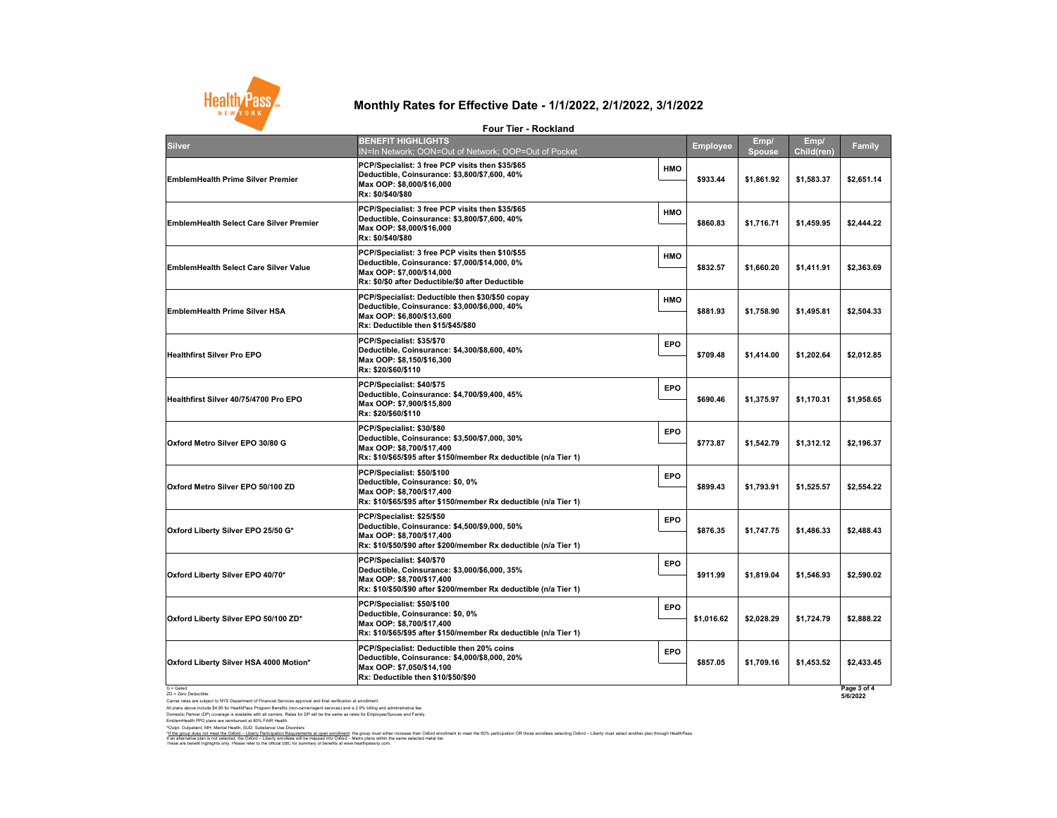# Monthly Rates for Effective Date - 1/1/2022, 2/1/2022, 3/1/2022

## Four Tier - Rockland

| Silver | BENEFIT HIGHLIGHTS<br>IN=In Network; OON=Out of Network; OOP=Out of Pocket | | Employee | Emp/ Spouse | Emp/ Child(ren) | Family |
|---|---|---|---|---|---|---|
| EmblemHealth Prime Silver Premier | PCP/Specialist: 3 free PCP visits then $35/$65<br>Deductible, Coinsurance: $3,800/$7,600, 40%<br>Max OOP: $8,000/$16,000<br>Rx: $0/$40/$80 | HMO | $933.44 | $1,861.92 | $1,583.37 | $2,651.14 |
| EmblemHealth Select Care Silver Premier | PCP/Specialist: 3 free PCP visits then $35/$65<br>Deductible, Coinsurance: $3,800/$7,600, 40%<br>Max OOP: $8,000/$16,000<br>Rx: $0/$40/$80 | HMO | $860.83 | $1,716.71 | $1,459.95 | $2,444.22 |
| EmblemHealth Select Care Silver Value | PCP/Specialist: 3 free PCP visits then $10/$55<br>Deductible, Coinsurance: $7,000/$14,000, 0%<br>Max OOP: $7,000/$14,000<br>Rx: $0/$0 after Deductible/$0 after Deductible | HMO | $832.57 | $1,660.20 | $1,411.91 | $2,363.69 |
| EmblemHealth Prime Silver HSA | PCP/Specialist: Deductible then $30/$50 copay<br>Deductible, Coinsurance: $3,000/$6,000, 40%<br>Max OOP: $6,800/$13,600<br>Rx: Deductible then $15/$45/$80 | HMO | $881.93 | $1,758.90 | $1,495.81 | $2,504.33 |
| Healthfirst Silver Pro EPO | PCP/Specialist: $35/$70<br>Deductible, Coinsurance: $4,300/$8,600, 40%<br>Max OOP: $8,150/$16,300<br>Rx: $20/$60/$110 | EPO | $709.48 | $1,414.00 | $1,202.64 | $2,012.85 |
| Healthfirst Silver 40/75/4700 Pro EPO | PCP/Specialist: $40/$75<br>Deductible, Coinsurance: $4,700/$9,400, 45%<br>Max OOP: $7,900/$15,800<br>Rx: $20/$60/$110 | EPO | $690.46 | $1,375.97 | $1,170.31 | $1,958.65 |
| Oxford Metro Silver EPO 30/80 G | PCP/Specialist: $30/$80<br>Deductible, Coinsurance: $3,500/$7,000, 30%<br>Max OOP: $8,700/$17,400<br>Rx: $10/$65/$95 after $150/member Rx deductible (n/a Tier 1) | EPO | $773.87 | $1,542.79 | $1,312.12 | $2,196.37 |
| Oxford Metro Silver EPO 50/100 ZD | PCP/Specialist: $50/$100<br>Deductible, Coinsurance: $0, 0%<br>Max OOP: $8,700/$17,400<br>Rx: $10/$65/$95 after $150/member Rx deductible (n/a Tier 1) | EPO | $899.43 | $1,793.91 | $1,525.57 | $2,554.22 |
| Oxford Liberty Silver EPO 25/50 G* | PCP/Specialist: $25/$50<br>Deductible, Coinsurance: $4,500/$9,000, 50%<br>Max OOP: $8,700/$17,400<br>Rx: $10/$50/$90 after $200/member Rx deductible (n/a Tier 1) | EPO | $876.35 | $1,747.75 | $1,486.33 | $2,488.43 |
| Oxford Liberty Silver EPO 40/70* | PCP/Specialist: $40/$70<br>Deductible, Coinsurance: $3,000/$6,000, 35%<br>Max OOP: $8,700/$17,400<br>Rx: $10/$50/$90 after $200/member Rx deductible (n/a Tier 1) | EPO | $911.99 | $1,819.04 | $1,546.93 | $2,590.02 |
| Oxford Liberty Silver EPO 50/100 ZD* | PCP/Specialist: $50/$100<br>Deductible, Coinsurance: $0, 0%<br>Max OOP: $8,700/$17,400<br>Rx: $10/$65/$95 after $150/member Rx deductible (n/a Tier 1) | EPO | $1,016.62 | $2,028.29 | $1,724.79 | $2,888.22 |
| Oxford Liberty Silver HSA 4000 Motion* | PCP/Specialist: Deductible then 20% coins<br>Deductible, Coinsurance: $4,000/$8,000, 20%<br>Max OOP: $7,050/$14,100<br>Rx: Deductible then $10/$50/$90 | EPO | $857.05 | $1,709.16 | $1,453.52 | $2,433.45 |

G = Gated
ZD = Zero Deductible
Carrier rates are subject to NYS Department of Financial Services approval and final verification at enrollment.
All plans above include $4.95 for HealthPass Program Benefits (non-carrier/agent services) and a 2.9% billing and administrative fee.
Domestic Partner (DP) coverage is available with all carriers. Rates for DP will be the same as rates for Employee/Spouse and Family.
EmblemHealth PPO plans are reimbursed at 80% FAIR Health.
^Outpt: Outpatient, MH: Mental Health, SUD: Substance Use Disorders
*If the group does not meet the Oxford – Liberty Participation Requirements at open enrollment: the group must either increase their Oxford enrollment to meet the 60% participation OR those enrollees selecting Oxford – Liberty must select another plan through HealthPass. If an alternative plan is not selected, the Oxford – Liberty enrollees will be mapped into Oxford – Metro plans within the same selected metal tier.
These are benefit highlights only. Please refer to the official SBC for summary of benefits at www.healthpassny.com.

5/6/2022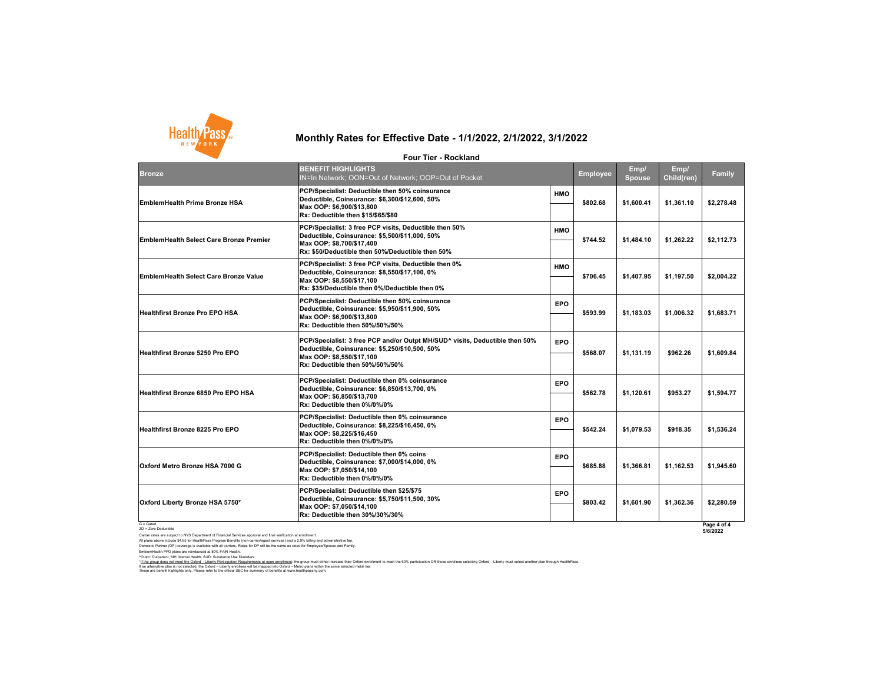# Monthly Rates for Effective Date - 1/1/2022, 2/1/2022, 3/1/2022

## Four Tier - Rockland

| Bronze | BENEFIT HIGHLIGHTS IN=In Network; OON=Out of Network; OOP=Out of Pocket | | Employee | Emp/ Spouse | Emp/ Child(ren) | Family |
|---|---|---|---|---|---|---|
| EmblemHealth Prime Bronze HSA | **PCP/Specialist: Deductible then 50% coinsurance**<br>**Deductible, Coinsurance: $6,300/$12,600, 50%**<br>**Max OOP: $6,900/$13,800**<br>**Rx: Deductible then $15/$65/$80** | HMO | $802.68 | $1,600.41 | $1,361.10 | $2,278.48 |
| EmblemHealth Select Care Bronze Premier | **PCP/Specialist: 3 free PCP visits, Deductible then 50%**<br>**Deductible, Coinsurance: $5,500/$11,000, 50%**<br>**Max OOP: $8,700/$17,400**<br>**Rx: $50/Deductible then 50%/Deductible then 50%** | HMO | $744.52 | $1,484.10 | $1,262.22 | $2,112.73 |
| EmblemHealth Select Care Bronze Value | **PCP/Specialist: 3 free PCP visits, Deductible then 0%**<br>**Deductible, Coinsurance: $8,550/$17,100, 0%**<br>**Max OOP: $8,550/$17,100**<br>**Rx: $35/Deductible then 0%/Deductible then 0%** | HMO | $706.45 | $1,407.95 | $1,197.50 | $2,004.22 |
| Healthfirst Bronze Pro EPO HSA | **PCP/Specialist: Deductible then 50% coinsurance**<br>**Deductible, Coinsurance: $5,950/$11,900, 50%**<br>**Max OOP: $6,900/$13,800**<br>**Rx: Deductible then 50%/50%/50%** | EPO | $593.99 | $1,183.03 | $1,006.32 | $1,683.71 |
| Healthfirst Bronze 5250 Pro EPO | **PCP/Specialist: 3 free PCP and/or Outpt MH/SUD^ visits, Deductible then 50%**<br>**Deductible, Coinsurance: $5,250/$10,500, 50%**<br>**Max OOP: $8,550/$17,100**<br>**Rx: Deductible then 50%/50%/50%** | EPO | $568.07 | $1,131.19 | $962.26 | $1,609.84 |
| Healthfirst Bronze 6850 Pro EPO HSA | **PCP/Specialist: Deductible then 0% coinsurance**<br>**Deductible, Coinsurance: $6,850/$13,700, 0%**<br>**Max OOP: $6,850/$13,700**<br>**Rx: Deductible then 0%/0%/0%** | EPO | $562.78 | $1,120.61 | $953.27 | $1,594.77 |
| Healthfirst Bronze 8225 Pro EPO | **PCP/Specialist: Deductible then 0% coinsurance**<br>**Deductible, Coinsurance: $8,225/$16,450, 0%**<br>**Max OOP: $8,225/$16,450**<br>**Rx: Deductible then 0%/0%/0%** | EPO | $542.24 | $1,079.53 | $918.35 | $1,536.24 |
| Oxford Metro Bronze HSA 7000 G | **PCP/Specialist: Deductible then 0% coins**<br>**Deductible, Coinsurance: $7,000/$14,000, 0%**<br>**Max OOP: $7,050/$14,100**<br>**Rx: Deductible then 0%/0%/0%** | EPO | $685.88 | $1,366.81 | $1,162.53 | $1,945.60 |
| Oxford Liberty Bronze HSA 5750* | **PCP/Specialist: Deductible then $25/$75**<br>**Deductible, Coinsurance: $5,750/$11,500, 30%**<br>**Max OOP: $7,050/$14,100**<br>**Rx: Deductible then 30%/30%/30%** | EPO | $803.42 | $1,601.90 | $1,362.36 | $2,280.59 |

G = Gated
ZD = Zero Deductible

Carrier rates are subject to NYS Department of Financial Services approval and final verification at enrollment.
All plans above include $4.95 for HealthPass Program Benefits (non-carrier/agent services) and a 2.9% billing and administrative fee.
Domestic Partner (DP) coverage is available with all carriers. Rates for DP will be the same as rates for Employee/Spouse and Family.
EmblemHealth PPO plans are reimbursed at 80% FAIR Health.
^Outpt: Outpatient, MH: Mental Health, SUD: Substance Use Disorders
*If the group does not meet the Oxford – Liberty Participation Requirements at open enrollment: the group must either increase their Oxford enrollment to meet the 60% participation OR those enrollees selecting Oxford – Liberty must select another plan through HealthPass.
If an alternative plan is not selected, the Oxford – Liberty enrollees will be mapped into Oxford – Metro plans within the same selected metal tier.
These are benefit highlights only. Please refer to the official SBC for summary of benefits at www.healthpassny.com.

5/6/2022